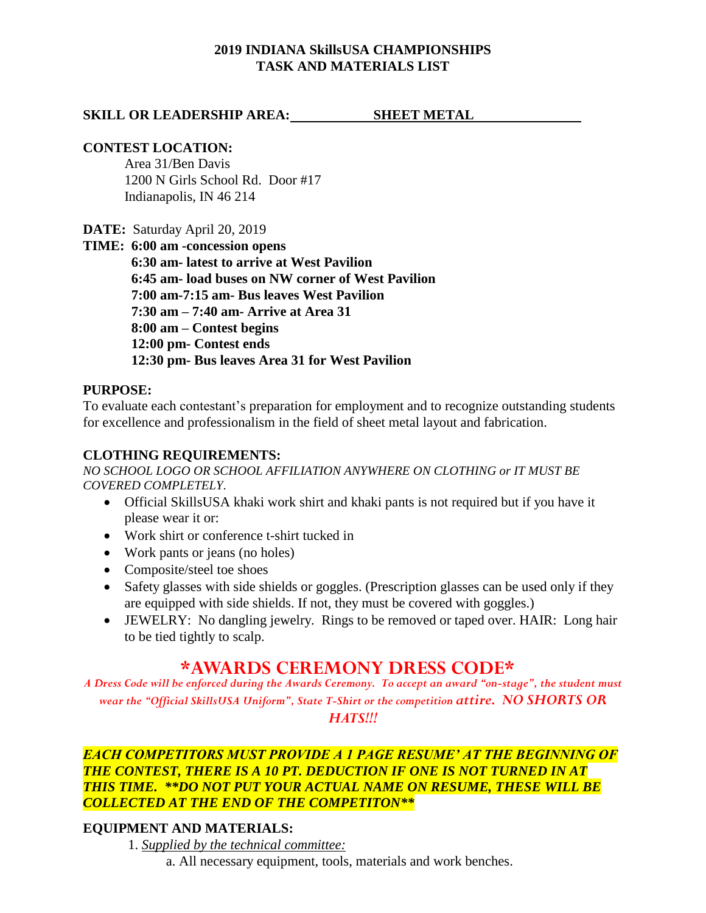# 2019 INDIANA SkillsUSA CHAMPIONSHIPS
# TASK AND MATERIALS LIST

**SKILL OR LEADERSHIP AREA:** <u>SHEET METAL</u>

**CONTEST LOCATION:**

Area 31/Ben Davis
1200 N Girls School Rd. Door #17
Indianapolis, IN 46 214

**DATE:** Saturday April 20, 2019

**TIME: 6:00 am -concession opens**
**6:30 am- latest to arrive at West Pavilion**
**6:45 am- load buses on NW corner of West Pavilion**
**7:00 am-7:15 am- Bus leaves West Pavilion**
**7:30 am – 7:40 am- Arrive at Area 31**
**8:00 am – Contest begins**
**12:00 pm- Contest ends**
**12:30 pm- Bus leaves Area 31 for West Pavilion**

**PURPOSE:**

To evaluate each contestant's preparation for employment and to recognize outstanding students for excellence and professionalism in the field of sheet metal layout and fabrication.

**CLOTHING REQUIREMENTS:**

*NO SCHOOL LOGO OR SCHOOL AFFILIATION ANYWHERE ON CLOTHING or IT MUST BE COVERED COMPLETELY.*

- Official SkillsUSA khaki work shirt and khaki pants is not required but if you have it please wear it or:
- Work shirt or conference t-shirt tucked in
- Work pants or jeans (no holes)
- Composite/steel toe shoes
- Safety glasses with side shields or goggles. (Prescription glasses can be used only if they are equipped with side shields. If not, they must be covered with goggles.)
- JEWELRY: No dangling jewelry. Rings to be removed or taped over. HAIR: Long hair to be tied tightly to scalp.

## \*AWARDS CEREMONY DRESS CODE\*

*A Dress Code will be enforced during the Awards Ceremony. To accept an award "on-stage", the student must wear the "Official SkillsUSA Uniform", State T-Shirt or the competition attire. NO SHORTS OR HATS!!!*

***EACH COMPETITORS MUST PROVIDE A 1 PAGE RESUME' AT THE BEGINNING OF THE CONTEST, THERE IS A 10 PT. DEDUCTION IF ONE IS NOT TURNED IN AT THIS TIME. \*\*DO NOT PUT YOUR ACTUAL NAME ON RESUME, THESE WILL BE COLLECTED AT THE END OF THE COMPETITON\*\****

**EQUIPMENT AND MATERIALS:**

1. *<u>Supplied by the technical committee:</u>*
   a. All necessary equipment, tools, materials and work benches.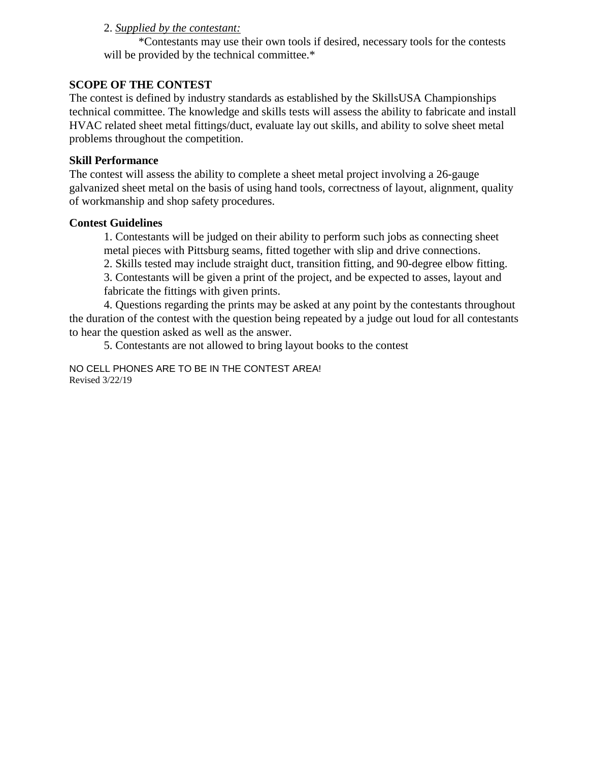2. *Supplied by the contestant:*

*Contestants may use their own tools if desired, necessary tools for the contests will be provided by the technical committee.*

**SCOPE OF THE CONTEST**

The contest is defined by industry standards as established by the SkillsUSA Championships technical committee. The knowledge and skills tests will assess the ability to fabricate and install HVAC related sheet metal fittings/duct, evaluate lay out skills, and ability to solve sheet metal problems throughout the competition.

**Skill Performance**

The contest will assess the ability to complete a sheet metal project involving a 26-gauge galvanized sheet metal on the basis of using hand tools, correctness of layout, alignment, quality of workmanship and shop safety procedures.

**Contest Guidelines**

1. Contestants will be judged on their ability to perform such jobs as connecting sheet metal pieces with Pittsburg seams, fitted together with slip and drive connections.
2. Skills tested may include straight duct, transition fitting, and 90-degree elbow fitting.
3. Contestants will be given a print of the project, and be expected to asses, layout and fabricate the fittings with given prints.
4. Questions regarding the prints may be asked at any point by the contestants throughout the duration of the contest with the question being repeated by a judge out loud for all contestants to hear the question asked as well as the answer.
5. Contestants are not allowed to bring layout books to the contest

NO CELL PHONES ARE TO BE IN THE CONTEST AREA!

Revised 3/22/19